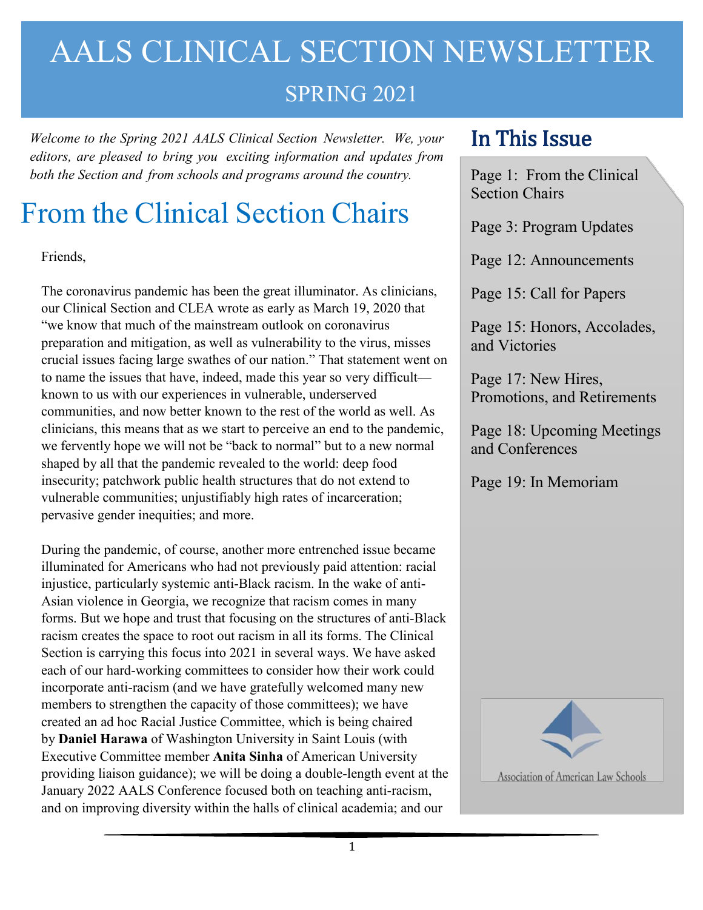# AALS CLINICAL SECTION NEWSLETTER

## SPRING 2021

*Welcome to the Spring 2021 AALS Clinical Section Newsletter. We, your editors, are pleased to bring you exciting information and updates from both the Section and from schools and programs around the country.*

## In This Issue

Page 1: From the Clinical Section Chairs

Page 3: Program Updates

Page 12: Announcements

Page 15: Call for Papers

Page 15: Honors, Accolades, and Victories

Page 17: New Hires, Promotions, and Retirements

Page 18: Upcoming Meetings and Conferences

Page 19: In Memoriam

# From the Clinical Section Chairs

Friends,

The coronavirus pandemic has been the great illuminator. As clinicians, our Clinical Section and CLEA wrote as early as March 19, 2020 that "we know that much of the mainstream outlook on coronavirus preparation and mitigation, as well as vulnerability to the virus, misses crucial issues facing large swathes of our nation." That statement went on to name the issues that have, indeed, made this year so very difficult—known to us with our experiences in vulnerable, underserved communities, and now better known to the rest of the world as well. As clinicians, this means that as we start to perceive an end to the pandemic, we fervently hope we will not be "back to normal" but to a new normal shaped by all that the pandemic revealed to the world: deep food insecurity; patchwork public health structures that do not extend to vulnerable communities; unjustifiably high rates of incarceration; pervasive gender inequities; and more.

During the pandemic, of course, another more entrenched issue became illuminated for Americans who had not previously paid attention: racial injustice, particularly systemic anti-Black racism. In the wake of anti-Asian violence in Georgia, we recognize that racism comes in many forms. But we hope and trust that focusing on the structures of anti-Black racism creates the space to root out racism in all its forms. The Clinical Section is carrying this focus into 2021 in several ways. We have asked each of our hard-working committees to consider how their work could incorporate anti-racism (and we have gratefully welcomed many new members to strengthen the capacity of those committees); we have created an ad hoc Racial Justice Committee, which is being chaired by **Daniel Harawa** of Washington University in Saint Louis (with Executive Committee member **Anita Sinha** of American University providing liaison guidance); we will be doing a double-length event at the January 2022 AALS Conference focused both on teaching anti-racism, and on improving diversity within the halls of clinical academia; and our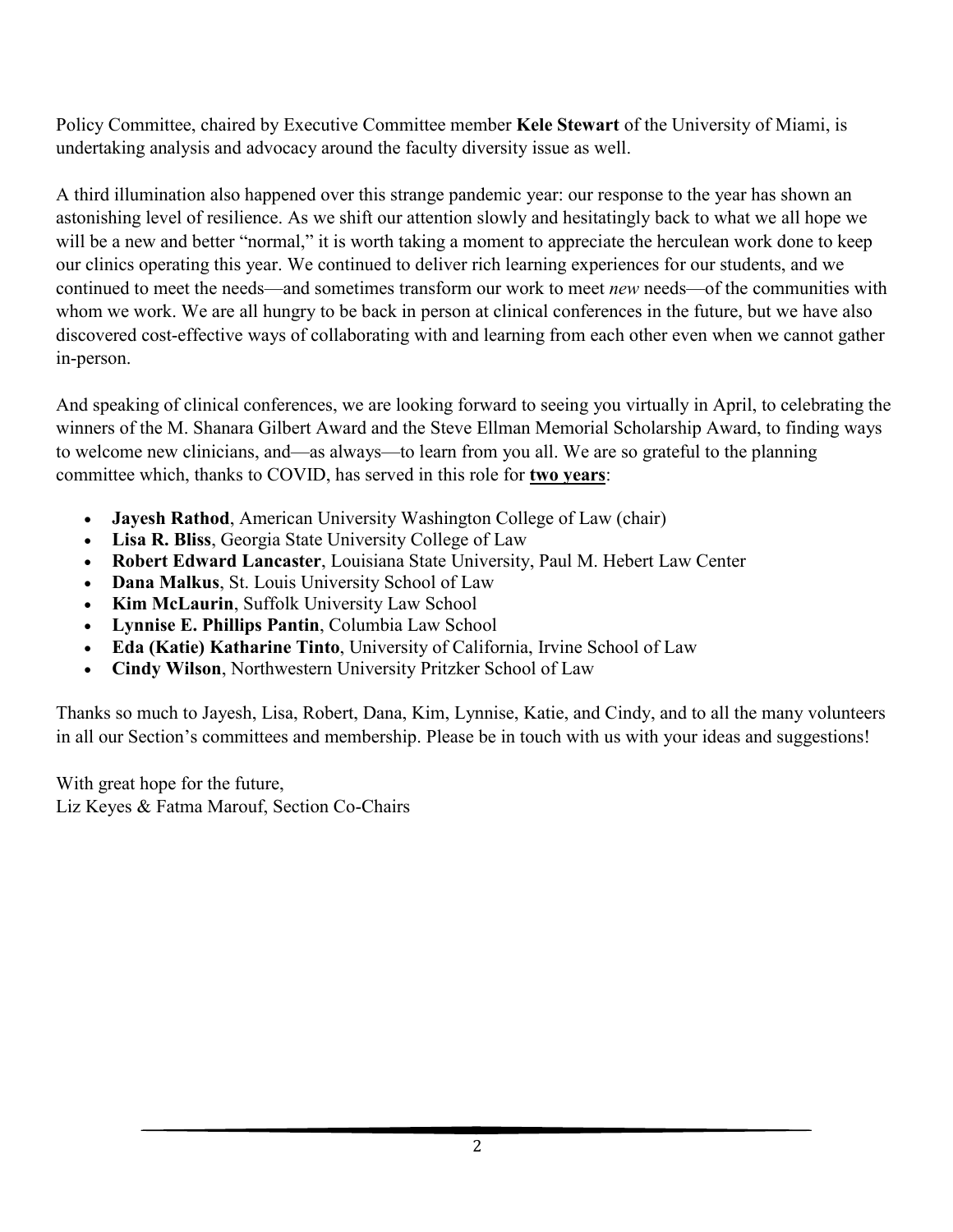Policy Committee, chaired by Executive Committee member **Kele Stewart** of the University of Miami, is undertaking analysis and advocacy around the faculty diversity issue as well.

A third illumination also happened over this strange pandemic year: our response to the year has shown an astonishing level of resilience. As we shift our attention slowly and hesitatingly back to what we all hope we will be a new and better "normal," it is worth taking a moment to appreciate the herculean work done to keep our clinics operating this year. We continued to deliver rich learning experiences for our students, and we continued to meet the needs—and sometimes transform our work to meet *new* needs—of the communities with whom we work. We are all hungry to be back in person at clinical conferences in the future, but we have also discovered cost-effective ways of collaborating with and learning from each other even when we cannot gather in-person.

And speaking of clinical conferences, we are looking forward to seeing you virtually in April, to celebrating the winners of the M. Shanara Gilbert Award and the Steve Ellman Memorial Scholarship Award, to finding ways to welcome new clinicians, and—as always—to learn from you all. We are so grateful to the planning committee which, thanks to COVID, has served in this role for **two years**:

- **Jayesh Rathod**, American University Washington College of Law (chair)
- **Lisa R. Bliss**, Georgia State University College of Law
- **Robert Edward Lancaster**, Louisiana State University, Paul M. Hebert Law Center
- **Dana Malkus**, St. Louis University School of Law
- **Kim McLaurin**, Suffolk University Law School
- **Lynnise E. Phillips Pantin**, Columbia Law School
- **Eda (Katie) Katharine Tinto**, University of California, Irvine School of Law
- **Cindy Wilson**, Northwestern University Pritzker School of Law

Thanks so much to Jayesh, Lisa, Robert, Dana, Kim, Lynnise, Katie, and Cindy, and to all the many volunteers in all our Section's committees and membership. Please be in touch with us with your ideas and suggestions!

With great hope for the future,
Liz Keyes & Fatma Marouf, Section Co-Chairs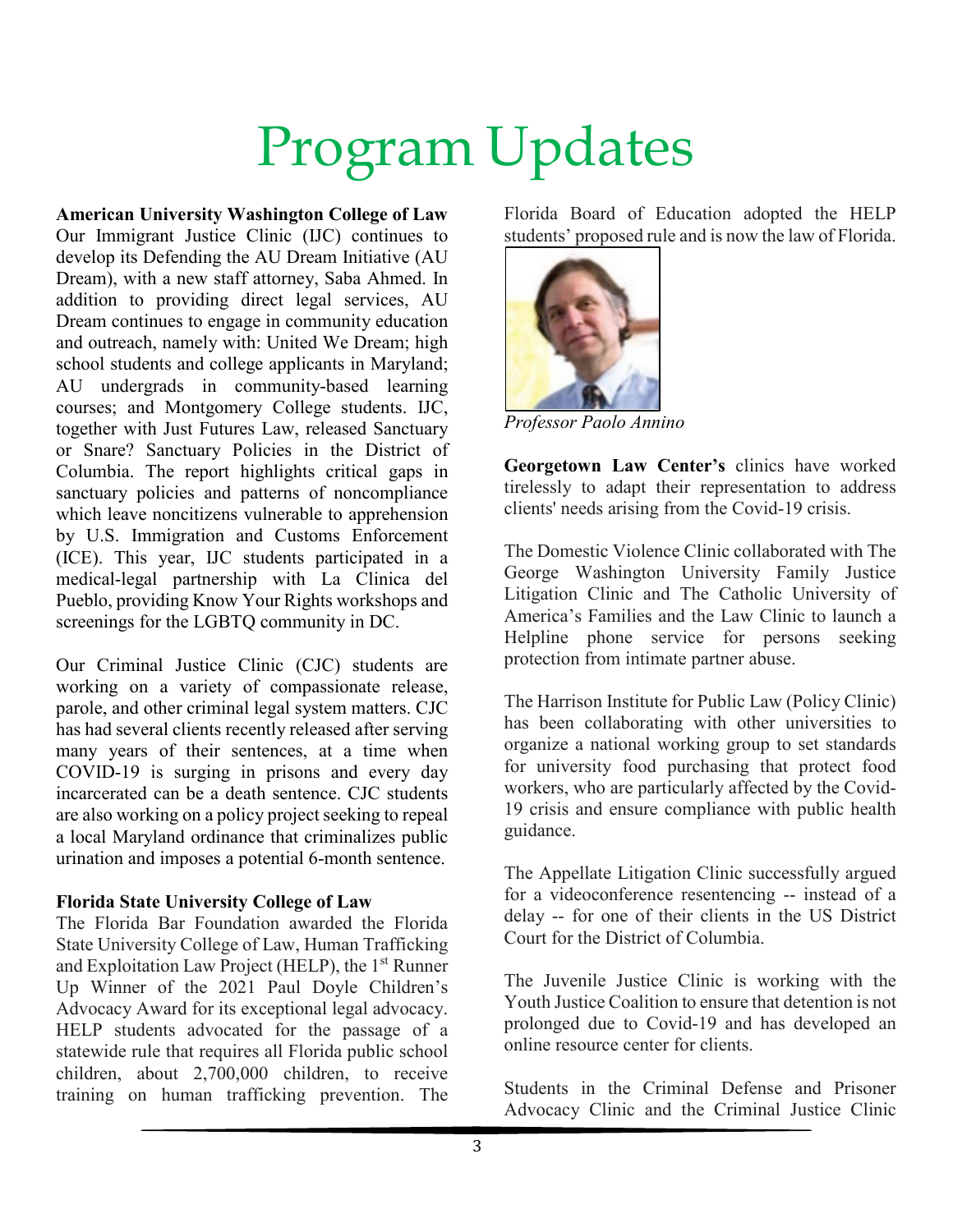# Program Updates

**American University Washington College of Law**
Our Immigrant Justice Clinic (IJC) continues to develop its Defending the AU Dream Initiative (AU Dream), with a new staff attorney, Saba Ahmed. In addition to providing direct legal services, AU Dream continues to engage in community education and outreach, namely with: United We Dream; high school students and college applicants in Maryland; AU undergrads in community-based learning courses; and Montgomery College students. IJC, together with Just Futures Law, released Sanctuary or Snare? Sanctuary Policies in the District of Columbia. The report highlights critical gaps in sanctuary policies and patterns of noncompliance which leave noncitizens vulnerable to apprehension by U.S. Immigration and Customs Enforcement (ICE). This year, IJC students participated in a medical-legal partnership with La Clinica del Pueblo, providing Know Your Rights workshops and screenings for the LGBTQ community in DC.

Our Criminal Justice Clinic (CJC) students are working on a variety of compassionate release, parole, and other criminal legal system matters. CJC has had several clients recently released after serving many years of their sentences, at a time when COVID-19 is surging in prisons and every day incarcerated can be a death sentence. CJC students are also working on a policy project seeking to repeal a local Maryland ordinance that criminalizes public urination and imposes a potential 6-month sentence.

**Florida State University College of Law**
The Florida Bar Foundation awarded the Florida State University College of Law, Human Trafficking and Exploitation Law Project (HELP), the 1st Runner Up Winner of the 2021 Paul Doyle Children's Advocacy Award for its exceptional legal advocacy. HELP students advocated for the passage of a statewide rule that requires all Florida public school children, about 2,700,000 children, to receive training on human trafficking prevention. The Florida Board of Education adopted the HELP students' proposed rule and is now the law of Florida.

*Professor Paolo Annino*

**Georgetown Law Center's** clinics have worked tirelessly to adapt their representation to address clients' needs arising from the Covid-19 crisis.

The Domestic Violence Clinic collaborated with The George Washington University Family Justice Litigation Clinic and The Catholic University of America's Families and the Law Clinic to launch a Helpline phone service for persons seeking protection from intimate partner abuse.

The Harrison Institute for Public Law (Policy Clinic) has been collaborating with other universities to organize a national working group to set standards for university food purchasing that protect food workers, who are particularly affected by the Covid-19 crisis and ensure compliance with public health guidance.

The Appellate Litigation Clinic successfully argued for a videoconference resentencing -- instead of a delay -- for one of their clients in the US District Court for the District of Columbia.

The Juvenile Justice Clinic is working with the Youth Justice Coalition to ensure that detention is not prolonged due to Covid-19 and has developed an online resource center for clients.

Students in the Criminal Defense and Prisoner Advocacy Clinic and the Criminal Justice Clinic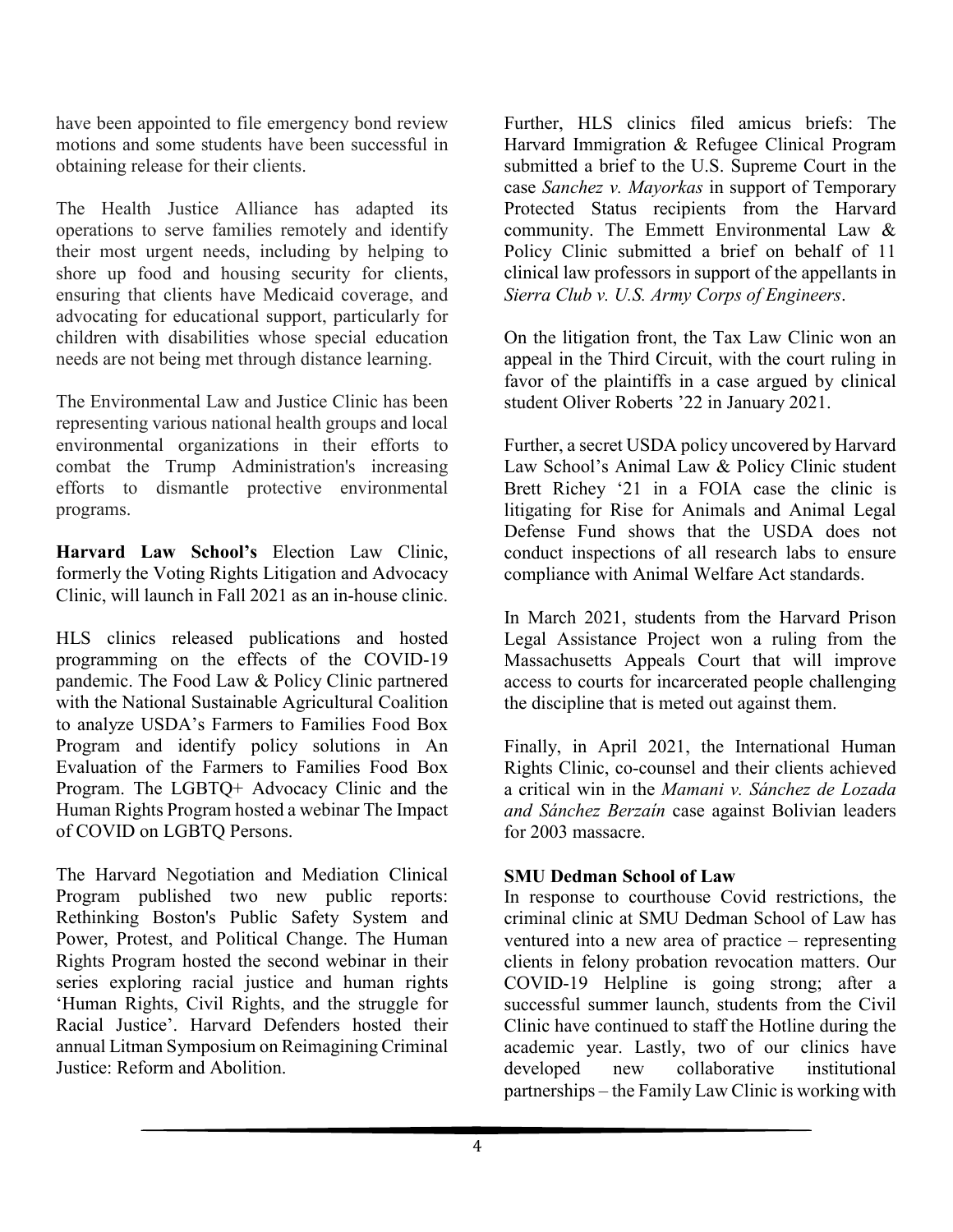have been appointed to file emergency bond review motions and some students have been successful in obtaining release for their clients.

The Health Justice Alliance has adapted its operations to serve families remotely and identify their most urgent needs, including by helping to shore up food and housing security for clients, ensuring that clients have Medicaid coverage, and advocating for educational support, particularly for children with disabilities whose special education needs are not being met through distance learning.

The Environmental Law and Justice Clinic has been representing various national health groups and local environmental organizations in their efforts to combat the Trump Administration's increasing efforts to dismantle protective environmental programs.

**Harvard Law School's** Election Law Clinic, formerly the Voting Rights Litigation and Advocacy Clinic, will launch in Fall 2021 as an in-house clinic.

HLS clinics released publications and hosted programming on the effects of the COVID-19 pandemic. The Food Law & Policy Clinic partnered with the National Sustainable Agricultural Coalition to analyze USDA's Farmers to Families Food Box Program and identify policy solutions in An Evaluation of the Farmers to Families Food Box Program. The LGBTQ+ Advocacy Clinic and the Human Rights Program hosted a webinar The Impact of COVID on LGBTQ Persons.

The Harvard Negotiation and Mediation Clinical Program published two new public reports: Rethinking Boston's Public Safety System and Power, Protest, and Political Change. The Human Rights Program hosted the second webinar in their series exploring racial justice and human rights 'Human Rights, Civil Rights, and the struggle for Racial Justice'. Harvard Defenders hosted their annual Litman Symposium on Reimagining Criminal Justice: Reform and Abolition.

Further, HLS clinics filed amicus briefs: The Harvard Immigration & Refugee Clinical Program submitted a brief to the U.S. Supreme Court in the case *Sanchez v. Mayorkas* in support of Temporary Protected Status recipients from the Harvard community. The Emmett Environmental Law & Policy Clinic submitted a brief on behalf of 11 clinical law professors in support of the appellants in *Sierra Club v. U.S. Army Corps of Engineers*.

On the litigation front, the Tax Law Clinic won an appeal in the Third Circuit, with the court ruling in favor of the plaintiffs in a case argued by clinical student Oliver Roberts '22 in January 2021.

Further, a secret USDA policy uncovered by Harvard Law School's Animal Law & Policy Clinic student Brett Richey '21 in a FOIA case the clinic is litigating for Rise for Animals and Animal Legal Defense Fund shows that the USDA does not conduct inspections of all research labs to ensure compliance with Animal Welfare Act standards.

In March 2021, students from the Harvard Prison Legal Assistance Project won a ruling from the Massachusetts Appeals Court that will improve access to courts for incarcerated people challenging the discipline that is meted out against them.

Finally, in April 2021, the International Human Rights Clinic, co-counsel and their clients achieved a critical win in the *Mamani v. Sánchez de Lozada and Sánchez Berzaín* case against Bolivian leaders for 2003 massacre.

**SMU Dedman School of Law**

In response to courthouse Covid restrictions, the criminal clinic at SMU Dedman School of Law has ventured into a new area of practice – representing clients in felony probation revocation matters. Our COVID-19 Helpline is going strong; after a successful summer launch, students from the Civil Clinic have continued to staff the Hotline during the academic year. Lastly, two of our clinics have developed new collaborative institutional partnerships – the Family Law Clinic is working with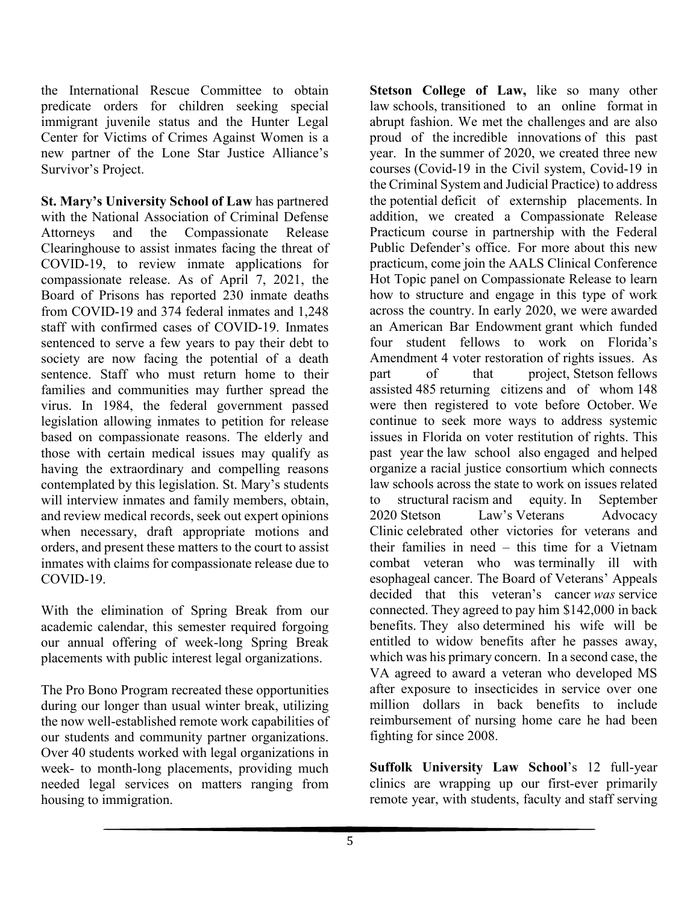the International Rescue Committee to obtain predicate orders for children seeking special immigrant juvenile status and the Hunter Legal Center for Victims of Crimes Against Women is a new partner of the Lone Star Justice Alliance's Survivor's Project.

**St. Mary's University School of Law** has partnered with the National Association of Criminal Defense Attorneys and the Compassionate Release Clearinghouse to assist inmates facing the threat of COVID-19, to review inmate applications for compassionate release. As of April 7, 2021, the Board of Prisons has reported 230 inmate deaths from COVID-19 and 374 federal inmates and 1,248 staff with confirmed cases of COVID-19. Inmates sentenced to serve a few years to pay their debt to society are now facing the potential of a death sentence. Staff who must return home to their families and communities may further spread the virus. In 1984, the federal government passed legislation allowing inmates to petition for release based on compassionate reasons. The elderly and those with certain medical issues may qualify as having the extraordinary and compelling reasons contemplated by this legislation. St. Mary's students will interview inmates and family members, obtain, and review medical records, seek out expert opinions when necessary, draft appropriate motions and orders, and present these matters to the court to assist inmates with claims for compassionate release due to COVID-19.

With the elimination of Spring Break from our academic calendar, this semester required forgoing our annual offering of week-long Spring Break placements with public interest legal organizations.

The Pro Bono Program recreated these opportunities during our longer than usual winter break, utilizing the now well-established remote work capabilities of our students and community partner organizations. Over 40 students worked with legal organizations in week- to month-long placements, providing much needed legal services on matters ranging from housing to immigration.

**Stetson College of Law,** like so many other law schools, transitioned to an online format in abrupt fashion. We met the challenges and are also proud of the incredible innovations of this past year. In the summer of 2020, we created three new courses (Covid-19 in the Civil system, Covid-19 in the Criminal System and Judicial Practice) to address the potential deficit of externship placements. In addition, we created a Compassionate Release Practicum course in partnership with the Federal Public Defender's office. For more about this new practicum, come join the AALS Clinical Conference Hot Topic panel on Compassionate Release to learn how to structure and engage in this type of work across the country. In early 2020, we were awarded an American Bar Endowment grant which funded four student fellows to work on Florida's Amendment 4 voter restoration of rights issues. As part of that project, Stetson fellows assisted 485 returning citizens and of whom 148 were then registered to vote before October. We continue to seek more ways to address systemic issues in Florida on voter restitution of rights. This past year the law school also engaged and helped organize a racial justice consortium which connects law schools across the state to work on issues related to structural racism and equity. In September 2020 Stetson Law's Veterans Advocacy Clinic celebrated other victories for veterans and their families in need – this time for a Vietnam combat veteran who was terminally ill with esophageal cancer. The Board of Veterans' Appeals decided that this veteran's cancer *was* service connected. They agreed to pay him $142,000 in back benefits. They also determined his wife will be entitled to widow benefits after he passes away, which was his primary concern. In a second case, the VA agreed to award a veteran who developed MS after exposure to insecticides in service over one million dollars in back benefits to include reimbursement of nursing home care he had been fighting for since 2008.

**Suffolk University Law School**'s 12 full-year clinics are wrapping up our first-ever primarily remote year, with students, faculty and staff serving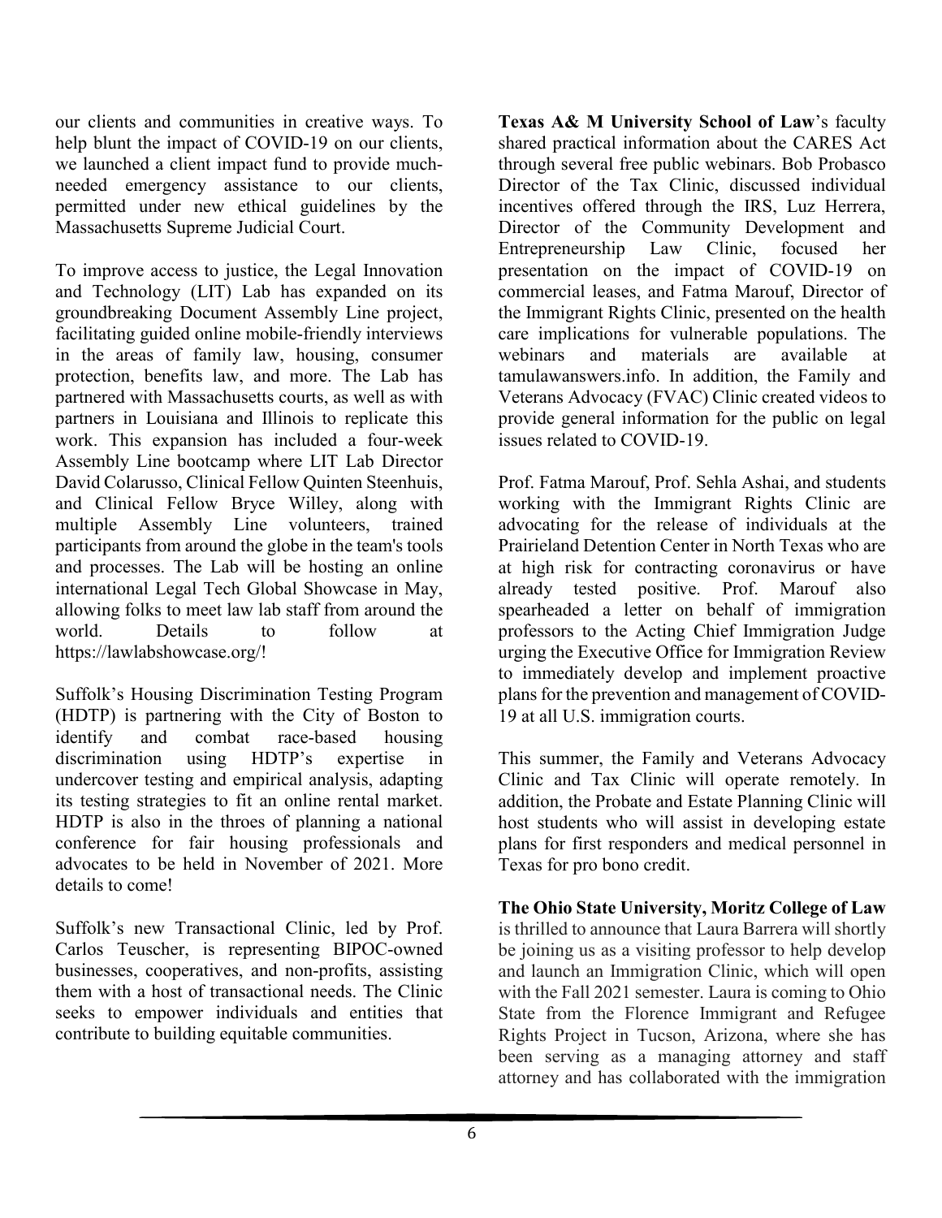our clients and communities in creative ways. To help blunt the impact of COVID-19 on our clients, we launched a client impact fund to provide much-needed emergency assistance to our clients, permitted under new ethical guidelines by the Massachusetts Supreme Judicial Court.

To improve access to justice, the Legal Innovation and Technology (LIT) Lab has expanded on its groundbreaking Document Assembly Line project, facilitating guided online mobile-friendly interviews in the areas of family law, housing, consumer protection, benefits law, and more. The Lab has partnered with Massachusetts courts, as well as with partners in Louisiana and Illinois to replicate this work. This expansion has included a four-week Assembly Line bootcamp where LIT Lab Director David Colarusso, Clinical Fellow Quinten Steenhuis, and Clinical Fellow Bryce Willey, along with multiple Assembly Line volunteers, trained participants from around the globe in the team's tools and processes. The Lab will be hosting an online international Legal Tech Global Showcase in May, allowing folks to meet law lab staff from around the world. Details to follow at https://lawlabshowcase.org/!

Suffolk's Housing Discrimination Testing Program (HDTP) is partnering with the City of Boston to identify and combat race-based housing discrimination using HDTP's expertise in undercover testing and empirical analysis, adapting its testing strategies to fit an online rental market. HDTP is also in the throes of planning a national conference for fair housing professionals and advocates to be held in November of 2021. More details to come!

Suffolk's new Transactional Clinic, led by Prof. Carlos Teuscher, is representing BIPOC-owned businesses, cooperatives, and non-profits, assisting them with a host of transactional needs. The Clinic seeks to empower individuals and entities that contribute to building equitable communities.

**Texas A& M University School of Law**'s faculty shared practical information about the CARES Act through several free public webinars. Bob Probasco Director of the Tax Clinic, discussed individual incentives offered through the IRS, Luz Herrera, Director of the Community Development and Entrepreneurship Law Clinic, focused her presentation on the impact of COVID-19 on commercial leases, and Fatma Marouf, Director of the Immigrant Rights Clinic, presented on the health care implications for vulnerable populations. The webinars and materials are available at tamulawanswers.info. In addition, the Family and Veterans Advocacy (FVAC) Clinic created videos to provide general information for the public on legal issues related to COVID-19.

Prof. Fatma Marouf, Prof. Sehla Ashai, and students working with the Immigrant Rights Clinic are advocating for the release of individuals at the Prairieland Detention Center in North Texas who are at high risk for contracting coronavirus or have already tested positive. Prof. Marouf also spearheaded a letter on behalf of immigration professors to the Acting Chief Immigration Judge urging the Executive Office for Immigration Review to immediately develop and implement proactive plans for the prevention and management of COVID-19 at all U.S. immigration courts.

This summer, the Family and Veterans Advocacy Clinic and Tax Clinic will operate remotely. In addition, the Probate and Estate Planning Clinic will host students who will assist in developing estate plans for first responders and medical personnel in Texas for pro bono credit.

**The Ohio State University, Moritz College of Law** is thrilled to announce that Laura Barrera will shortly be joining us as a visiting professor to help develop and launch an Immigration Clinic, which will open with the Fall 2021 semester. Laura is coming to Ohio State from the Florence Immigrant and Refugee Rights Project in Tucson, Arizona, where she has been serving as a managing attorney and staff attorney and has collaborated with the immigration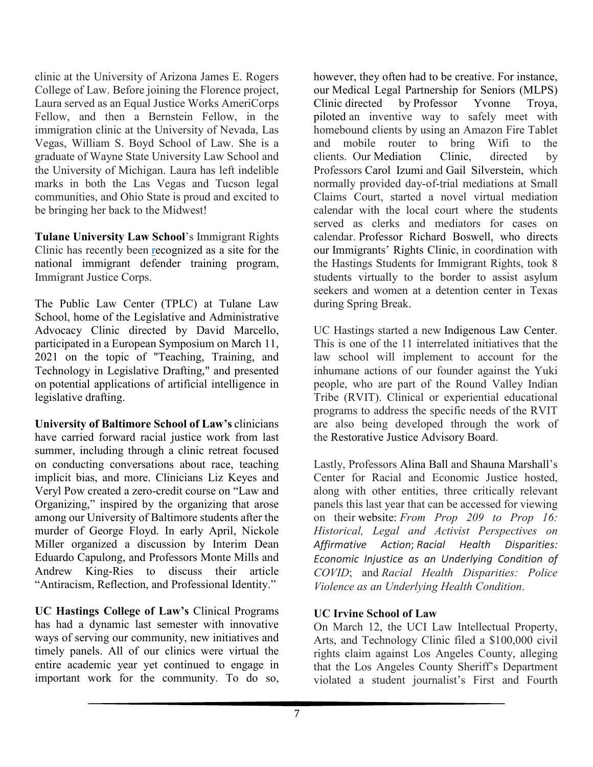clinic at the University of Arizona James E. Rogers College of Law. Before joining the Florence project, Laura served as an Equal Justice Works AmeriCorps Fellow, and then a Bernstein Fellow, in the immigration clinic at the University of Nevada, Las Vegas, William S. Boyd School of Law. She is a graduate of Wayne State University Law School and the University of Michigan. Laura has left indelible marks in both the Las Vegas and Tucson legal communities, and Ohio State is proud and excited to be bringing her back to the Midwest!

**Tulane University Law School**'s Immigrant Rights Clinic has recently been recognized as a site for the national immigrant defender training program, Immigrant Justice Corps.

The Public Law Center (TPLC) at Tulane Law School, home of the Legislative and Administrative Advocacy Clinic directed by David Marcello, participated in a European Symposium on March 11, 2021 on the topic of "Teaching, Training, and Technology in Legislative Drafting," and presented on potential applications of artificial intelligence in legislative drafting.

**University of Baltimore School of Law's** clinicians have carried forward racial justice work from last summer, including through a clinic retreat focused on conducting conversations about race, teaching implicit bias, and more. Clinicians Liz Keyes and Veryl Pow created a zero-credit course on "Law and Organizing," inspired by the organizing that arose among our University of Baltimore students after the murder of George Floyd. In early April, Nickole Miller organized a discussion by Interim Dean Eduardo Capulong, and Professors Monte Mills and Andrew King-Ries to discuss their article "Antiracism, Reflection, and Professional Identity."

**UC Hastings College of Law's** Clinical Programs has had a dynamic last semester with innovative ways of serving our community, new initiatives and timely panels. All of our clinics were virtual the entire academic year yet continued to engage in important work for the community. To do so, however, they often had to be creative. For instance, our Medical Legal Partnership for Seniors (MLPS) Clinic directed by Professor Yvonne Troya, piloted an inventive way to safely meet with homebound clients by using an Amazon Fire Tablet and mobile router to bring Wifi to the clients. Our Mediation Clinic, directed by Professors Carol Izumi and Gail Silverstein, which normally provided day-of-trial mediations at Small Claims Court, started a novel virtual mediation calendar with the local court where the students served as clerks and mediators for cases on calendar. Professor Richard Boswell, who directs our Immigrants' Rights Clinic, in coordination with the Hastings Students for Immigrant Rights, took 8 students virtually to the border to assist asylum seekers and women at a detention center in Texas during Spring Break.

UC Hastings started a new Indigenous Law Center. This is one of the 11 interrelated initiatives that the law school will implement to account for the inhumane actions of our founder against the Yuki people, who are part of the Round Valley Indian Tribe (RVIT). Clinical or experiential educational programs to address the specific needs of the RVIT are also being developed through the work of the Restorative Justice Advisory Board.

Lastly, Professors Alina Ball and Shauna Marshall's Center for Racial and Economic Justice hosted, along with other entities, three critically relevant panels this last year that can be accessed for viewing on their website: *From Prop 209 to Prop 16: Historical, Legal and Activist Perspectives on Affirmative Action*; *Racial Health Disparities: Economic Injustice as an Underlying Condition of COVID*; and *Racial Health Disparities: Police Violence as an Underlying Health Condition*.

**UC Irvine School of Law**

On March 12, the UCI Law Intellectual Property, Arts, and Technology Clinic filed a $100,000 civil rights claim against Los Angeles County, alleging that the Los Angeles County Sheriff's Department violated a student journalist's First and Fourth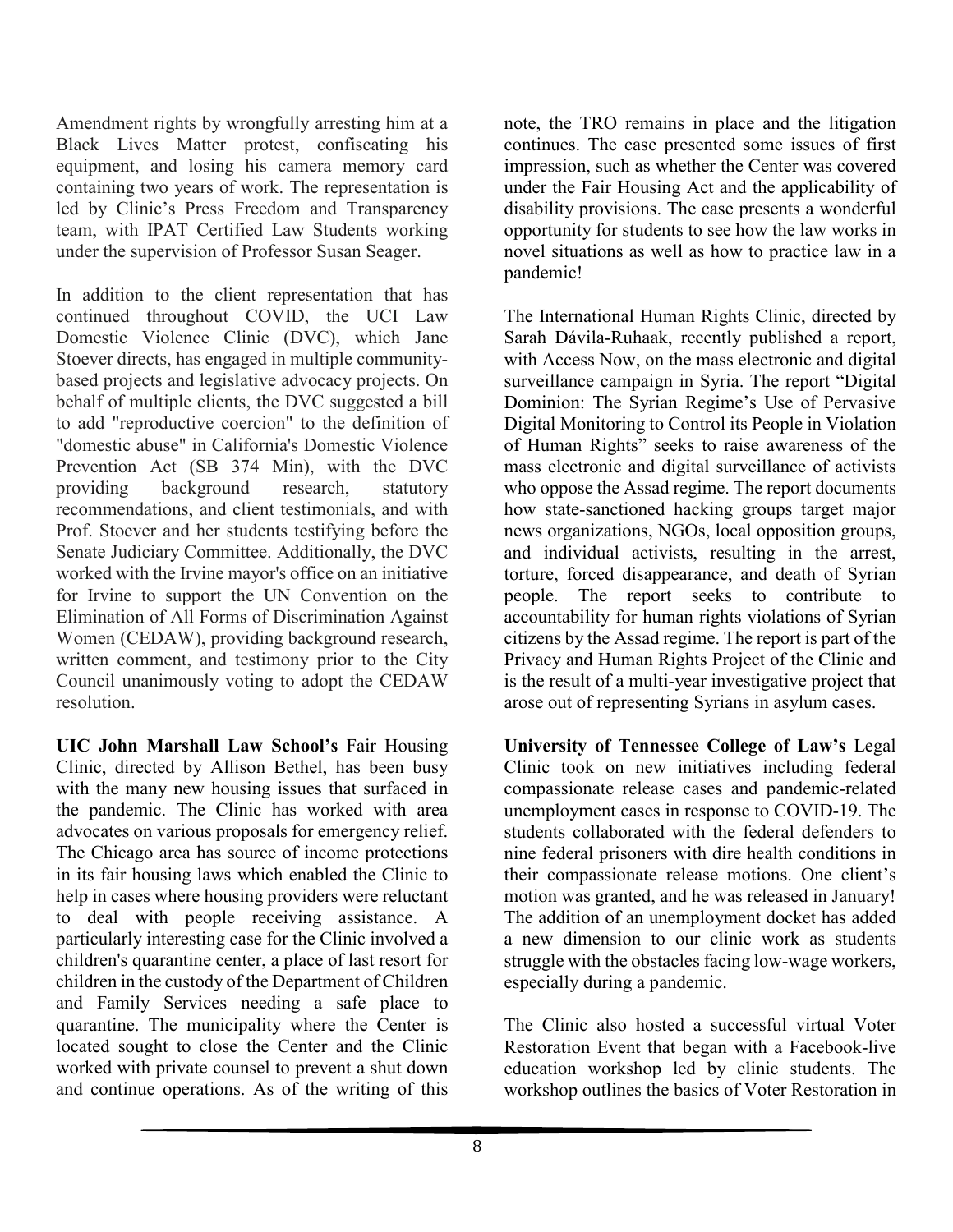Amendment rights by wrongfully arresting him at a Black Lives Matter protest, confiscating his equipment, and losing his camera memory card containing two years of work. The representation is led by Clinic's Press Freedom and Transparency team, with IPAT Certified Law Students working under the supervision of Professor Susan Seager.

In addition to the client representation that has continued throughout COVID, the UCI Law Domestic Violence Clinic (DVC), which Jane Stoever directs, has engaged in multiple community-based projects and legislative advocacy projects. On behalf of multiple clients, the DVC suggested a bill to add "reproductive coercion" to the definition of "domestic abuse" in California's Domestic Violence Prevention Act (SB 374 Min), with the DVC providing background research, statutory recommendations, and client testimonials, and with Prof. Stoever and her students testifying before the Senate Judiciary Committee. Additionally, the DVC worked with the Irvine mayor's office on an initiative for Irvine to support the UN Convention on the Elimination of All Forms of Discrimination Against Women (CEDAW), providing background research, written comment, and testimony prior to the City Council unanimously voting to adopt the CEDAW resolution.

**UIC John Marshall Law School's** Fair Housing Clinic, directed by Allison Bethel, has been busy with the many new housing issues that surfaced in the pandemic. The Clinic has worked with area advocates on various proposals for emergency relief. The Chicago area has source of income protections in its fair housing laws which enabled the Clinic to help in cases where housing providers were reluctant to deal with people receiving assistance. A particularly interesting case for the Clinic involved a children's quarantine center, a place of last resort for children in the custody of the Department of Children and Family Services needing a safe place to quarantine. The municipality where the Center is located sought to close the Center and the Clinic worked with private counsel to prevent a shut down and continue operations. As of the writing of this note, the TRO remains in place and the litigation continues. The case presented some issues of first impression, such as whether the Center was covered under the Fair Housing Act and the applicability of disability provisions. The case presents a wonderful opportunity for students to see how the law works in novel situations as well as how to practice law in a pandemic!

The International Human Rights Clinic, directed by Sarah Dávila-Ruhaak, recently published a report, with Access Now, on the mass electronic and digital surveillance campaign in Syria. The report "Digital Dominion: The Syrian Regime's Use of Pervasive Digital Monitoring to Control its People in Violation of Human Rights" seeks to raise awareness of the mass electronic and digital surveillance of activists who oppose the Assad regime. The report documents how state-sanctioned hacking groups target major news organizations, NGOs, local opposition groups, and individual activists, resulting in the arrest, torture, forced disappearance, and death of Syrian people. The report seeks to contribute to accountability for human rights violations of Syrian citizens by the Assad regime. The report is part of the Privacy and Human Rights Project of the Clinic and is the result of a multi-year investigative project that arose out of representing Syrians in asylum cases.

**University of Tennessee College of Law's** Legal Clinic took on new initiatives including federal compassionate release cases and pandemic-related unemployment cases in response to COVID-19. The students collaborated with the federal defenders to nine federal prisoners with dire health conditions in their compassionate release motions. One client's motion was granted, and he was released in January! The addition of an unemployment docket has added a new dimension to our clinic work as students struggle with the obstacles facing low-wage workers, especially during a pandemic.

The Clinic also hosted a successful virtual Voter Restoration Event that began with a Facebook-live education workshop led by clinic students. The workshop outlines the basics of Voter Restoration in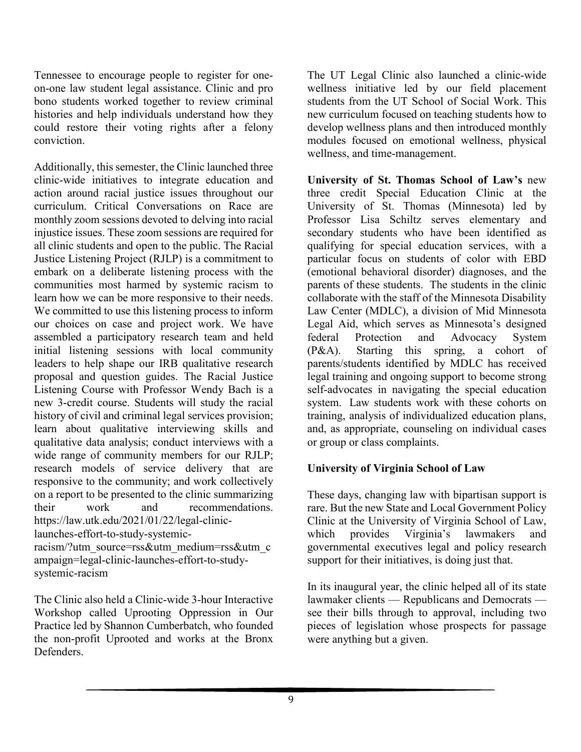Tennessee to encourage people to register for one-on-one law student legal assistance. Clinic and pro bono students worked together to review criminal histories and help individuals understand how they could restore their voting rights after a felony conviction.

Additionally, this semester, the Clinic launched three clinic-wide initiatives to integrate education and action around racial justice issues throughout our curriculum. Critical Conversations on Race are monthly zoom sessions devoted to delving into racial injustice issues. These zoom sessions are required for all clinic students and open to the public. The Racial Justice Listening Project (RJLP) is a commitment to embark on a deliberate listening process with the communities most harmed by systemic racism to learn how we can be more responsive to their needs. We committed to use this listening process to inform our choices on case and project work. We have assembled a participatory research team and held initial listening sessions with local community leaders to help shape our IRB qualitative research proposal and question guides. The Racial Justice Listening Course with Professor Wendy Bach is a new 3-credit course. Students will study the racial history of civil and criminal legal services provision; learn about qualitative interviewing skills and qualitative data analysis; conduct interviews with a wide range of community members for our RJLP; research models of service delivery that are responsive to the community; and work collectively on a report to be presented to the clinic summarizing their work and recommendations. https://law.utk.edu/2021/01/22/legal-clinic-launches-effort-to-study-systemic-racism/?utm_source=rss&utm_medium=rss&utm_campaign=legal-clinic-launches-effort-to-study-systemic-racism

The Clinic also held a Clinic-wide 3-hour Interactive Workshop called Uprooting Oppression in Our Practice led by Shannon Cumberbatch, who founded the non-profit Uprooted and works at the Bronx Defenders.

The UT Legal Clinic also launched a clinic-wide wellness initiative led by our field placement students from the UT School of Social Work. This new curriculum focused on teaching students how to develop wellness plans and then introduced monthly modules focused on emotional wellness, physical wellness, and time-management.

**University of St. Thomas School of Law's** new three credit Special Education Clinic at the University of St. Thomas (Minnesota) led by Professor Lisa Schiltz serves elementary and secondary students who have been identified as qualifying for special education services, with a particular focus on students of color with EBD (emotional behavioral disorder) diagnoses, and the parents of these students. The students in the clinic collaborate with the staff of the Minnesota Disability Law Center (MDLC), a division of Mid Minnesota Legal Aid, which serves as Minnesota's designed federal Protection and Advocacy System (P&A). Starting this spring, a cohort of parents/students identified by MDLC has received legal training and ongoing support to become strong self-advocates in navigating the special education system. Law students work with these cohorts on training, analysis of individualized education plans, and, as appropriate, counseling on individual cases or group or class complaints.

**University of Virginia School of Law**

These days, changing law with bipartisan support is rare. But the new State and Local Government Policy Clinic at the University of Virginia School of Law, which provides Virginia's lawmakers and governmental executives legal and policy research support for their initiatives, is doing just that.

In its inaugural year, the clinic helped all of its state lawmaker clients — Republicans and Democrats — see their bills through to approval, including two pieces of legislation whose prospects for passage were anything but a given.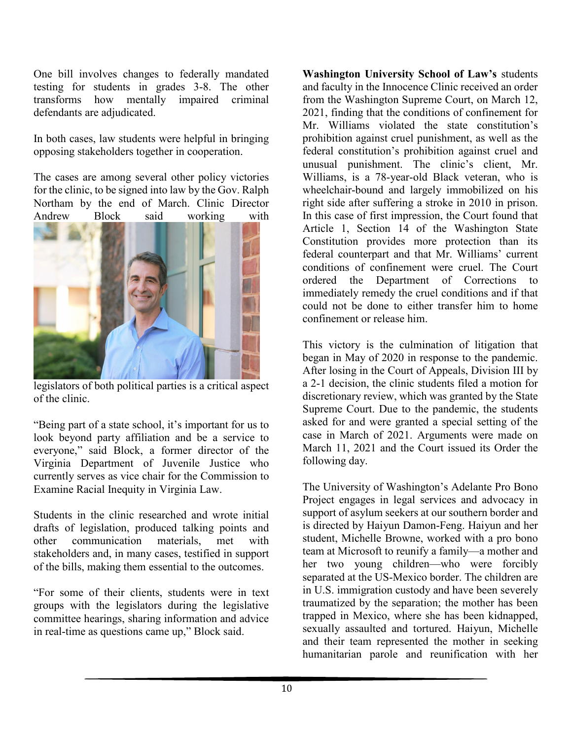One bill involves changes to federally mandated testing for students in grades 3-8. The other transforms how mentally impaired criminal defendants are adjudicated.

In both cases, law students were helpful in bringing opposing stakeholders together in cooperation.

The cases are among several other policy victories for the clinic, to be signed into law by the Gov. Ralph Northam by the end of March. Clinic Director Andrew Block said working with legislators of both political parties is a critical aspect of the clinic.

"Being part of a state school, it's important for us to look beyond party affiliation and be a service to everyone," said Block, a former director of the Virginia Department of Juvenile Justice who currently serves as vice chair for the Commission to Examine Racial Inequity in Virginia Law.

Students in the clinic researched and wrote initial drafts of legislation, produced talking points and other communication materials, met with stakeholders and, in many cases, testified in support of the bills, making them essential to the outcomes.

"For some of their clients, students were in text groups with the legislators during the legislative committee hearings, sharing information and advice in real-time as questions came up," Block said.

**Washington University School of Law's** students and faculty in the Innocence Clinic received an order from the Washington Supreme Court, on March 12, 2021, finding that the conditions of confinement for Mr. Williams violated the state constitution's prohibition against cruel punishment, as well as the federal constitution's prohibition against cruel and unusual punishment. The clinic's client, Mr. Williams, is a 78-year-old Black veteran, who is wheelchair-bound and largely immobilized on his right side after suffering a stroke in 2010 in prison. In this case of first impression, the Court found that Article 1, Section 14 of the Washington State Constitution provides more protection than its federal counterpart and that Mr. Williams' current conditions of confinement were cruel. The Court ordered the Department of Corrections to immediately remedy the cruel conditions and if that could not be done to either transfer him to home confinement or release him.

This victory is the culmination of litigation that began in May of 2020 in response to the pandemic. After losing in the Court of Appeals, Division III by a 2-1 decision, the clinic students filed a motion for discretionary review, which was granted by the State Supreme Court. Due to the pandemic, the students asked for and were granted a special setting of the case in March of 2021. Arguments were made on March 11, 2021 and the Court issued its Order the following day.

The University of Washington's Adelante Pro Bono Project engages in legal services and advocacy in support of asylum seekers at our southern border and is directed by Haiyun Damon-Feng. Haiyun and her student, Michelle Browne, worked with a pro bono team at Microsoft to reunify a family—a mother and her two young children—who were forcibly separated at the US-Mexico border. The children are in U.S. immigration custody and have been severely traumatized by the separation; the mother has been trapped in Mexico, where she has been kidnapped, sexually assaulted and tortured. Haiyun, Michelle and their team represented the mother in seeking humanitarian parole and reunification with her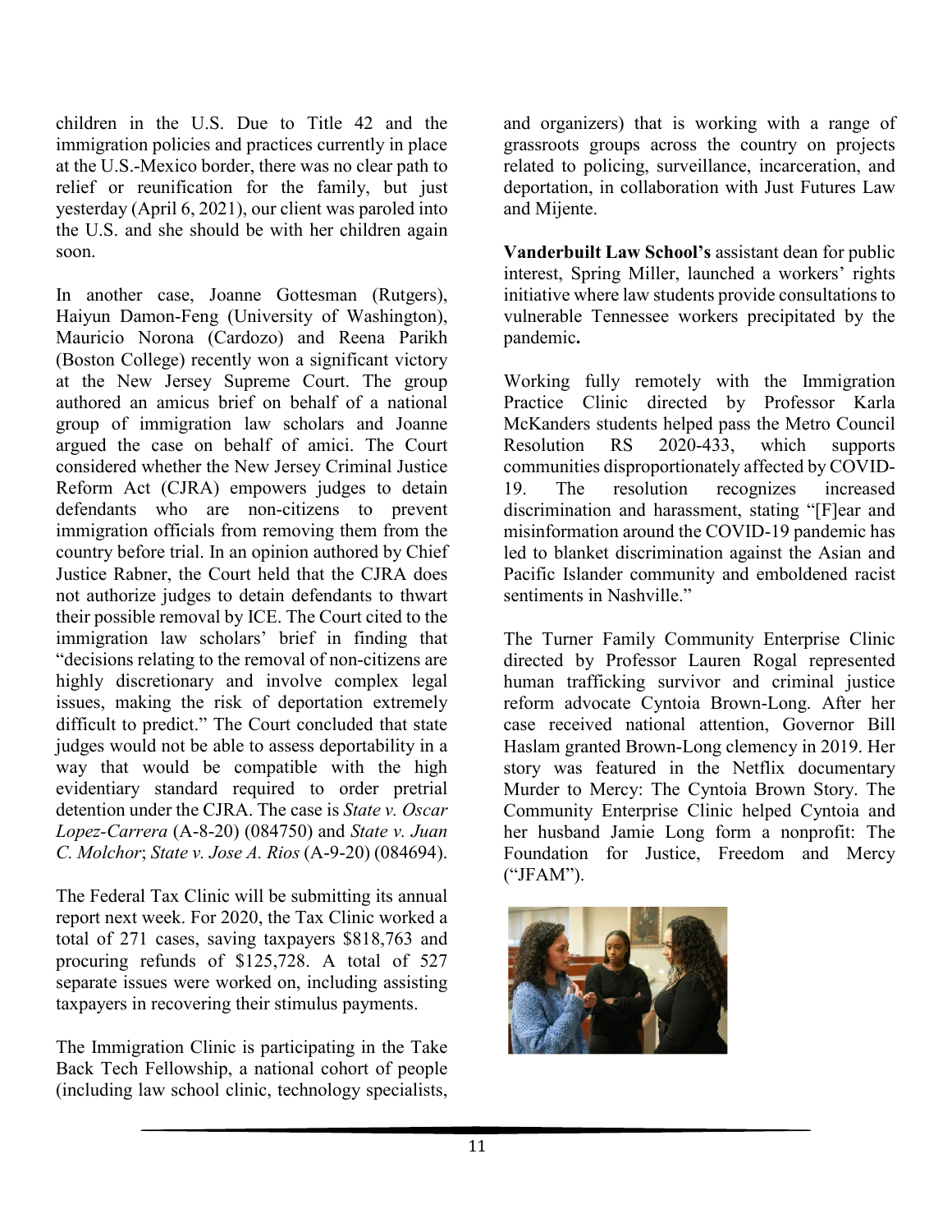children in the U.S. Due to Title 42 and the immigration policies and practices currently in place at the U.S.-Mexico border, there was no clear path to relief or reunification for the family, but just yesterday (April 6, 2021), our client was paroled into the U.S. and she should be with her children again soon.

In another case, Joanne Gottesman (Rutgers), Haiyun Damon-Feng (University of Washington), Mauricio Norona (Cardozo) and Reena Parikh (Boston College) recently won a significant victory at the New Jersey Supreme Court. The group authored an amicus brief on behalf of a national group of immigration law scholars and Joanne argued the case on behalf of amici. The Court considered whether the New Jersey Criminal Justice Reform Act (CJRA) empowers judges to detain defendants who are non-citizens to prevent immigration officials from removing them from the country before trial. In an opinion authored by Chief Justice Rabner, the Court held that the CJRA does not authorize judges to detain defendants to thwart their possible removal by ICE. The Court cited to the immigration law scholars' brief in finding that "decisions relating to the removal of non-citizens are highly discretionary and involve complex legal issues, making the risk of deportation extremely difficult to predict." The Court concluded that state judges would not be able to assess deportability in a way that would be compatible with the high evidentiary standard required to order pretrial detention under the CJRA. The case is *State v. Oscar Lopez-Carrera* (A-8-20) (084750) and *State v. Juan C. Molchor*; *State v. Jose A. Rios* (A-9-20) (084694).

The Federal Tax Clinic will be submitting its annual report next week. For 2020, the Tax Clinic worked a total of 271 cases, saving taxpayers $818,763 and procuring refunds of $125,728. A total of 527 separate issues were worked on, including assisting taxpayers in recovering their stimulus payments.

The Immigration Clinic is participating in the Take Back Tech Fellowship, a national cohort of people (including law school clinic, technology specialists, and organizers) that is working with a range of grassroots groups across the country on projects related to policing, surveillance, incarceration, and deportation, in collaboration with Just Futures Law and Mijente.

**Vanderbuilt Law School's** assistant dean for public interest, Spring Miller, launched a workers' rights initiative where law students provide consultations to vulnerable Tennessee workers precipitated by the pandemic**.**

Working fully remotely with the Immigration Practice Clinic directed by Professor Karla McKanders students helped pass the Metro Council Resolution RS 2020-433, which supports communities disproportionately affected by COVID-19. The resolution recognizes increased discrimination and harassment, stating "[F]ear and misinformation around the COVID-19 pandemic has led to blanket discrimination against the Asian and Pacific Islander community and emboldened racist sentiments in Nashville."

The Turner Family Community Enterprise Clinic directed by Professor Lauren Rogal represented human trafficking survivor and criminal justice reform advocate Cyntoia Brown-Long. After her case received national attention, Governor Bill Haslam granted Brown-Long clemency in 2019. Her story was featured in the Netflix documentary Murder to Mercy: The Cyntoia Brown Story. The Community Enterprise Clinic helped Cyntoia and her husband Jamie Long form a nonprofit: The Foundation for Justice, Freedom and Mercy ("JFAM").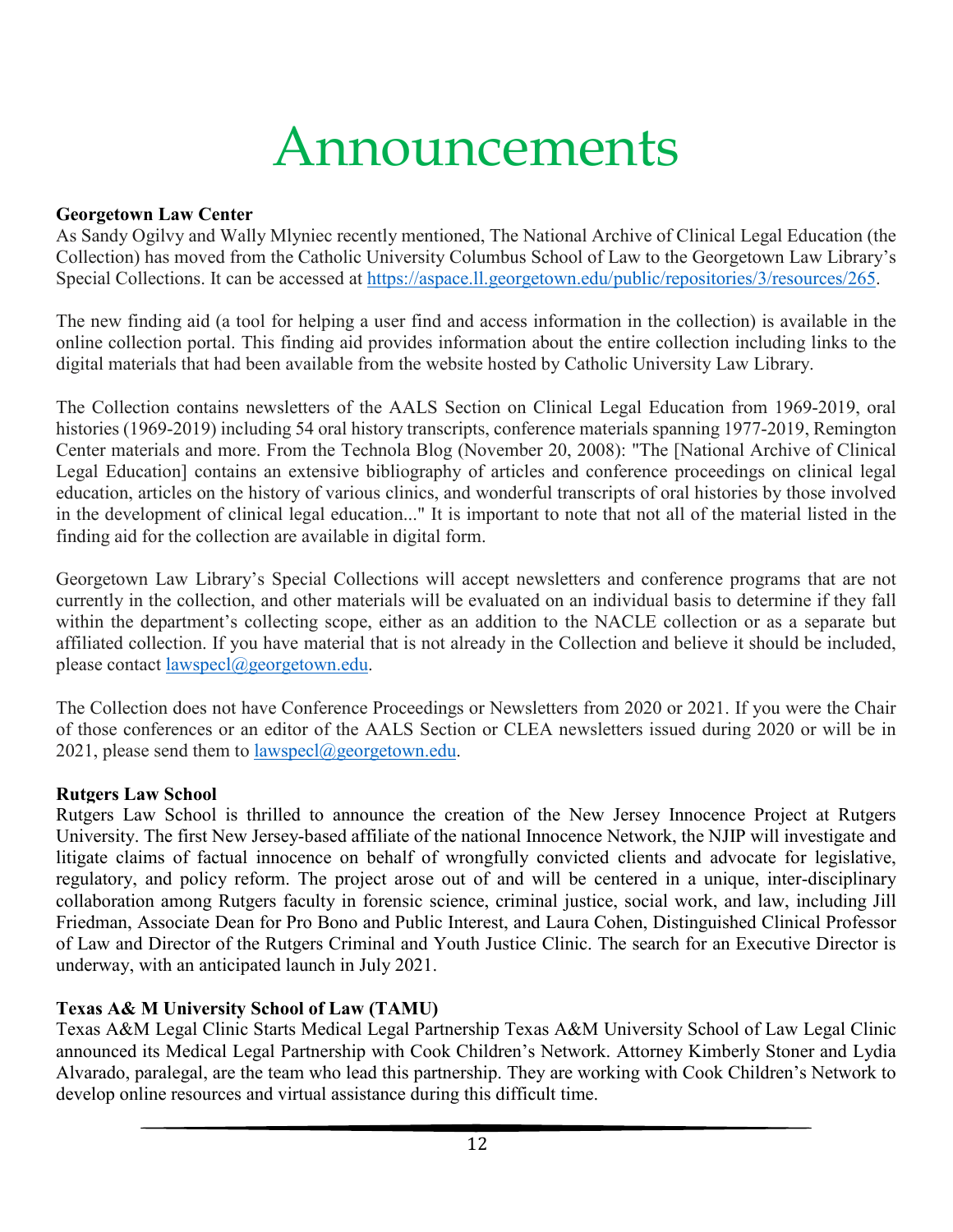# Announcements

**Georgetown Law Center**

As Sandy Ogilvy and Wally Mlyniec recently mentioned, The National Archive of Clinical Legal Education (the Collection) has moved from the Catholic University Columbus School of Law to the Georgetown Law Library's Special Collections. It can be accessed at https://aspace.ll.georgetown.edu/public/repositories/3/resources/265.

The new finding aid (a tool for helping a user find and access information in the collection) is available in the online collection portal. This finding aid provides information about the entire collection including links to the digital materials that had been available from the website hosted by Catholic University Law Library.

The Collection contains newsletters of the AALS Section on Clinical Legal Education from 1969-2019, oral histories (1969-2019) including 54 oral history transcripts, conference materials spanning 1977-2019, Remington Center materials and more. From the Technola Blog (November 20, 2008): "The [National Archive of Clinical Legal Education] contains an extensive bibliography of articles and conference proceedings on clinical legal education, articles on the history of various clinics, and wonderful transcripts of oral histories by those involved in the development of clinical legal education..." It is important to note that not all of the material listed in the finding aid for the collection are available in digital form.

Georgetown Law Library's Special Collections will accept newsletters and conference programs that are not currently in the collection, and other materials will be evaluated on an individual basis to determine if they fall within the department's collecting scope, either as an addition to the NACLE collection or as a separate but affiliated collection. If you have material that is not already in the Collection and believe it should be included, please contact lawspecl@georgetown.edu.

The Collection does not have Conference Proceedings or Newsletters from 2020 or 2021. If you were the Chair of those conferences or an editor of the AALS Section or CLEA newsletters issued during 2020 or will be in 2021, please send them to lawspecl@georgetown.edu.

**Rutgers Law School**

Rutgers Law School is thrilled to announce the creation of the New Jersey Innocence Project at Rutgers University. The first New Jersey-based affiliate of the national Innocence Network, the NJIP will investigate and litigate claims of factual innocence on behalf of wrongfully convicted clients and advocate for legislative, regulatory, and policy reform. The project arose out of and will be centered in a unique, inter-disciplinary collaboration among Rutgers faculty in forensic science, criminal justice, social work, and law, including Jill Friedman, Associate Dean for Pro Bono and Public Interest, and Laura Cohen, Distinguished Clinical Professor of Law and Director of the Rutgers Criminal and Youth Justice Clinic. The search for an Executive Director is underway, with an anticipated launch in July 2021.

**Texas A& M University School of Law (TAMU)**

Texas A&M Legal Clinic Starts Medical Legal Partnership Texas A&M University School of Law Legal Clinic announced its Medical Legal Partnership with Cook Children's Network. Attorney Kimberly Stoner and Lydia Alvarado, paralegal, are the team who lead this partnership. They are working with Cook Children's Network to develop online resources and virtual assistance during this difficult time.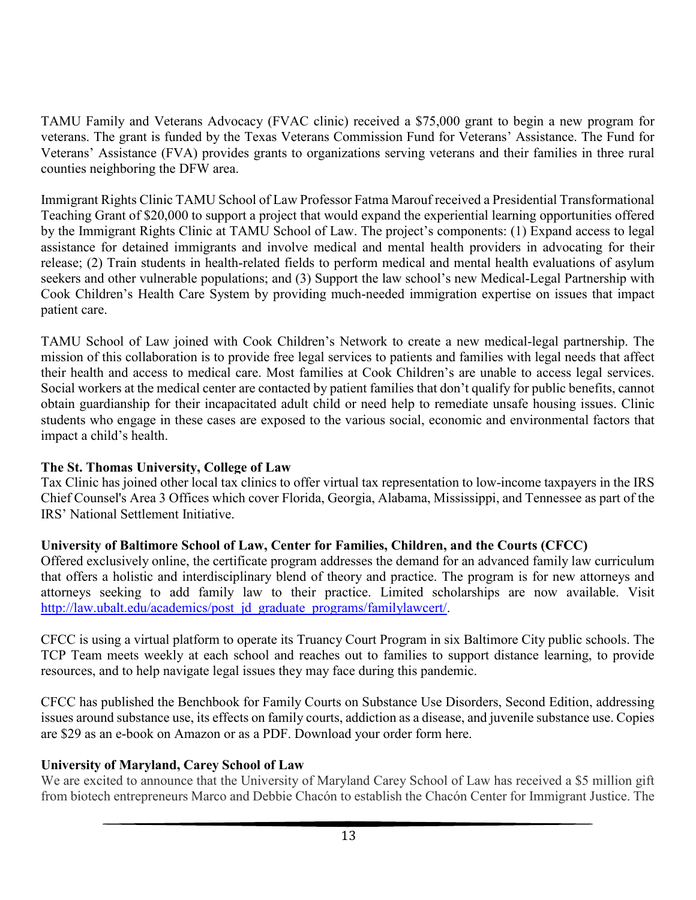TAMU Family and Veterans Advocacy (FVAC clinic) received a $75,000 grant to begin a new program for veterans. The grant is funded by the Texas Veterans Commission Fund for Veterans' Assistance. The Fund for Veterans' Assistance (FVA) provides grants to organizations serving veterans and their families in three rural counties neighboring the DFW area.

Immigrant Rights Clinic TAMU School of Law Professor Fatma Marouf received a Presidential Transformational Teaching Grant of $20,000 to support a project that would expand the experiential learning opportunities offered by the Immigrant Rights Clinic at TAMU School of Law. The project's components: (1) Expand access to legal assistance for detained immigrants and involve medical and mental health providers in advocating for their release; (2) Train students in health-related fields to perform medical and mental health evaluations of asylum seekers and other vulnerable populations; and (3) Support the law school's new Medical-Legal Partnership with Cook Children's Health Care System by providing much-needed immigration expertise on issues that impact patient care.

TAMU School of Law joined with Cook Children's Network to create a new medical-legal partnership. The mission of this collaboration is to provide free legal services to patients and families with legal needs that affect their health and access to medical care. Most families at Cook Children's are unable to access legal services. Social workers at the medical center are contacted by patient families that don't qualify for public benefits, cannot obtain guardianship for their incapacitated adult child or need help to remediate unsafe housing issues. Clinic students who engage in these cases are exposed to the various social, economic and environmental factors that impact a child's health.

**The St. Thomas University, College of Law**

Tax Clinic has joined other local tax clinics to offer virtual tax representation to low-income taxpayers in the IRS Chief Counsel's Area 3 Offices which cover Florida, Georgia, Alabama, Mississippi, and Tennessee as part of the IRS' National Settlement Initiative.

**University of Baltimore School of Law, Center for Families, Children, and the Courts (CFCC)**

Offered exclusively online, the certificate program addresses the demand for an advanced family law curriculum that offers a holistic and interdisciplinary blend of theory and practice. The program is for new attorneys and attorneys seeking to add family law to their practice. Limited scholarships are now available. Visit http://law.ubalt.edu/academics/post_jd_graduate_programs/familylawcert/.

CFCC is using a virtual platform to operate its Truancy Court Program in six Baltimore City public schools. The TCP Team meets weekly at each school and reaches out to families to support distance learning, to provide resources, and to help navigate legal issues they may face during this pandemic.

CFCC has published the Benchbook for Family Courts on Substance Use Disorders, Second Edition, addressing issues around substance use, its effects on family courts, addiction as a disease, and juvenile substance use. Copies are $29 as an e-book on Amazon or as a PDF. Download your order form here.

**University of Maryland, Carey School of Law**

We are excited to announce that the University of Maryland Carey School of Law has received a $5 million gift from biotech entrepreneurs Marco and Debbie Chacón to establish the Chacón Center for Immigrant Justice. The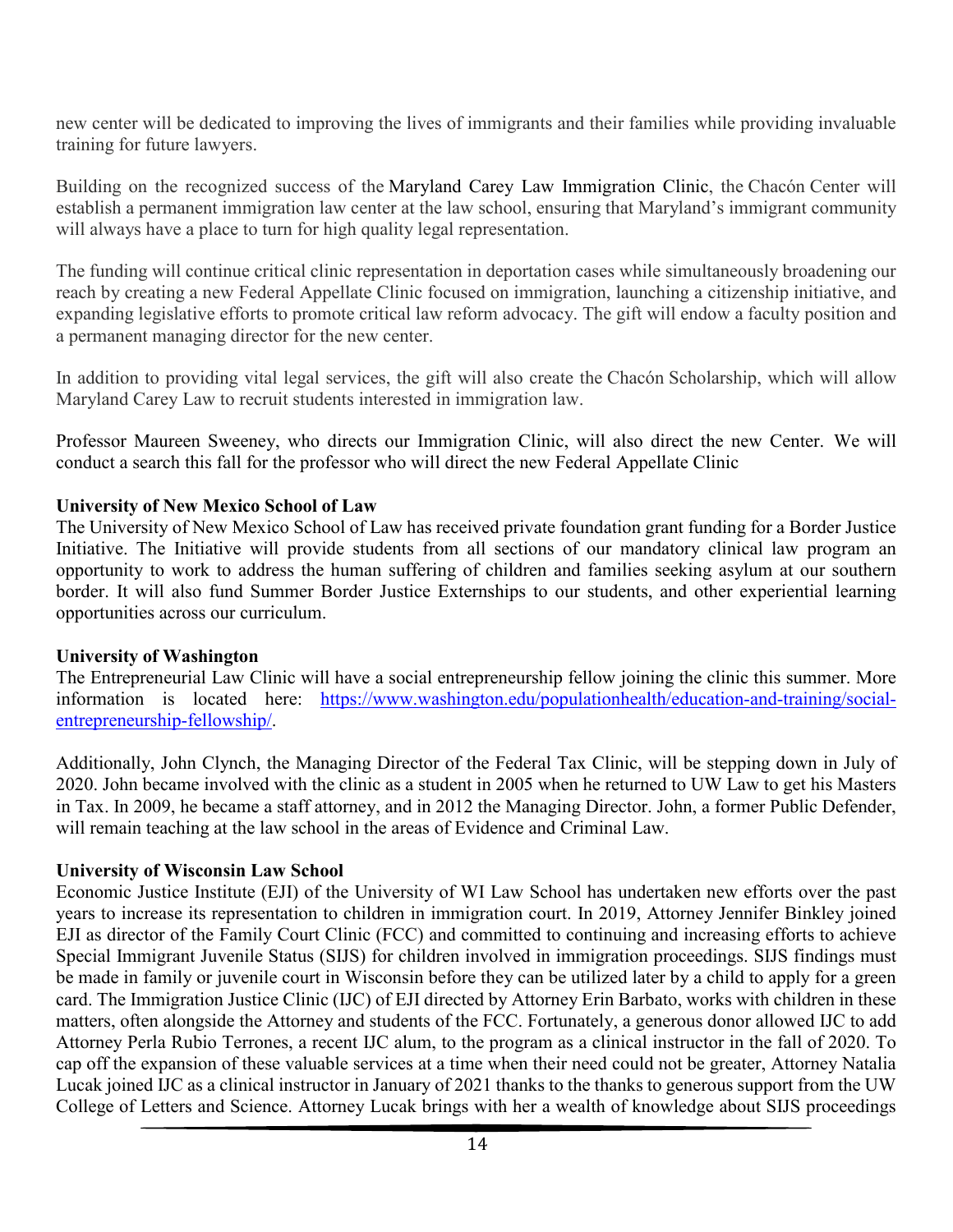new center will be dedicated to improving the lives of immigrants and their families while providing invaluable training for future lawyers.

Building on the recognized success of the Maryland Carey Law Immigration Clinic, the Chacón Center will establish a permanent immigration law center at the law school, ensuring that Maryland's immigrant community will always have a place to turn for high quality legal representation.

The funding will continue critical clinic representation in deportation cases while simultaneously broadening our reach by creating a new Federal Appellate Clinic focused on immigration, launching a citizenship initiative, and expanding legislative efforts to promote critical law reform advocacy. The gift will endow a faculty position and a permanent managing director for the new center.

In addition to providing vital legal services, the gift will also create the Chacón Scholarship, which will allow Maryland Carey Law to recruit students interested in immigration law.

Professor Maureen Sweeney, who directs our Immigration Clinic, will also direct the new Center. We will conduct a search this fall for the professor who will direct the new Federal Appellate Clinic

**University of New Mexico School of Law**
The University of New Mexico School of Law has received private foundation grant funding for a Border Justice Initiative. The Initiative will provide students from all sections of our mandatory clinical law program an opportunity to work to address the human suffering of children and families seeking asylum at our southern border. It will also fund Summer Border Justice Externships to our students, and other experiential learning opportunities across our curriculum.

**University of Washington**
The Entrepreneurial Law Clinic will have a social entrepreneurship fellow joining the clinic this summer. More information is located here: [https://www.washington.edu/populationhealth/education-and-training/social-entrepreneurship-fellowship/](https://www.washington.edu/populationhealth/education-and-training/social-entrepreneurship-fellowship/).

Additionally, John Clynch, the Managing Director of the Federal Tax Clinic, will be stepping down in July of 2020. John became involved with the clinic as a student in 2005 when he returned to UW Law to get his Masters in Tax. In 2009, he became a staff attorney, and in 2012 the Managing Director. John, a former Public Defender, will remain teaching at the law school in the areas of Evidence and Criminal Law.

**University of Wisconsin Law School**
Economic Justice Institute (EJI) of the University of WI Law School has undertaken new efforts over the past years to increase its representation to children in immigration court. In 2019, Attorney Jennifer Binkley joined EJI as director of the Family Court Clinic (FCC) and committed to continuing and increasing efforts to achieve Special Immigrant Juvenile Status (SIJS) for children involved in immigration proceedings. SIJS findings must be made in family or juvenile court in Wisconsin before they can be utilized later by a child to apply for a green card. The Immigration Justice Clinic (IJC) of EJI directed by Attorney Erin Barbato, works with children in these matters, often alongside the Attorney and students of the FCC. Fortunately, a generous donor allowed IJC to add Attorney Perla Rubio Terrones, a recent IJC alum, to the program as a clinical instructor in the fall of 2020. To cap off the expansion of these valuable services at a time when their need could not be greater, Attorney Natalia Lucak joined IJC as a clinical instructor in January of 2021 thanks to the thanks to generous support from the UW College of Letters and Science. Attorney Lucak brings with her a wealth of knowledge about SIJS proceedings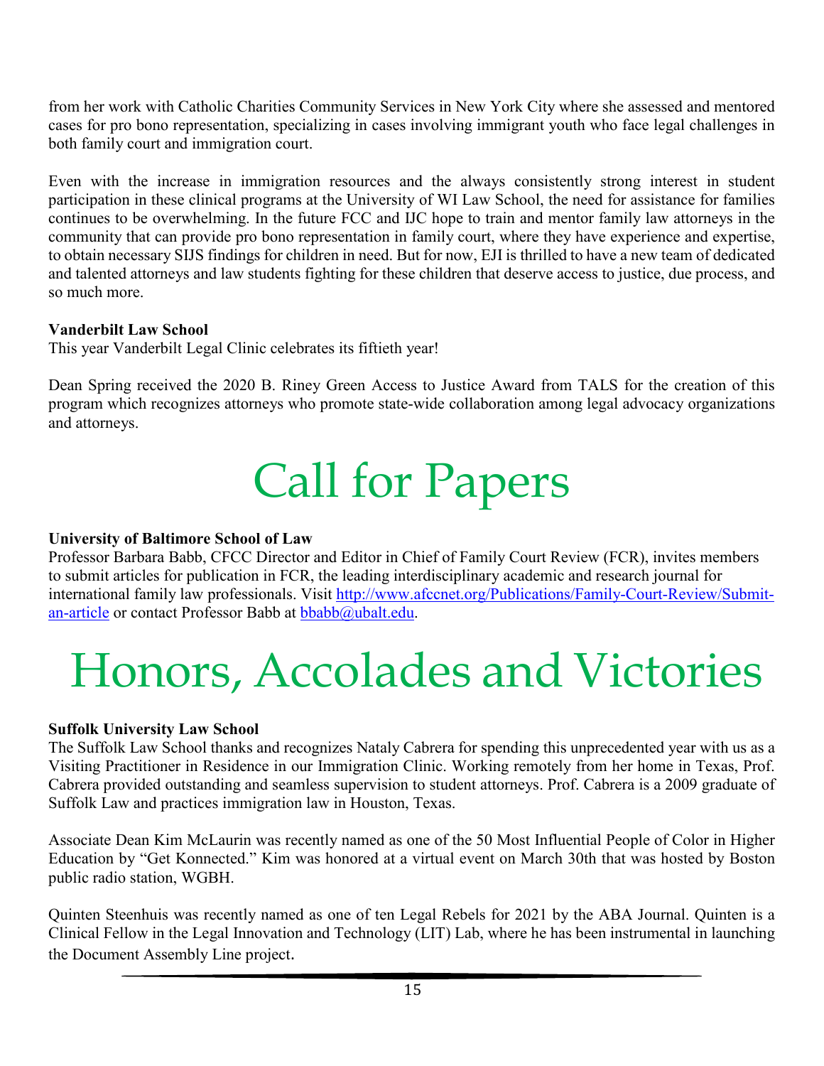from her work with Catholic Charities Community Services in New York City where she assessed and mentored cases for pro bono representation, specializing in cases involving immigrant youth who face legal challenges in both family court and immigration court.

Even with the increase in immigration resources and the always consistently strong interest in student participation in these clinical programs at the University of WI Law School, the need for assistance for families continues to be overwhelming. In the future FCC and IJC hope to train and mentor family law attorneys in the community that can provide pro bono representation in family court, where they have experience and expertise, to obtain necessary SIJS findings for children in need. But for now, EJI is thrilled to have a new team of dedicated and talented attorneys and law students fighting for these children that deserve access to justice, due process, and so much more.

**Vanderbilt Law School**
This year Vanderbilt Legal Clinic celebrates its fiftieth year!

Dean Spring received the 2020 B. Riney Green Access to Justice Award from TALS for the creation of this program which recognizes attorneys who promote state-wide collaboration among legal advocacy organizations and attorneys.

# Call for Papers

**University of Baltimore School of Law**
Professor Barbara Babb, CFCC Director and Editor in Chief of Family Court Review (FCR), invites members to submit articles for publication in FCR, the leading interdisciplinary academic and research journal for international family law professionals. Visit http://www.afccnet.org/Publications/Family-Court-Review/Submit-an-article or contact Professor Babb at bbabb@ubalt.edu.

# Honors, Accolades and Victories

**Suffolk University Law School**
The Suffolk Law School thanks and recognizes Nataly Cabrera for spending this unprecedented year with us as a Visiting Practitioner in Residence in our Immigration Clinic. Working remotely from her home in Texas, Prof. Cabrera provided outstanding and seamless supervision to student attorneys. Prof. Cabrera is a 2009 graduate of Suffolk Law and practices immigration law in Houston, Texas.

Associate Dean Kim McLaurin was recently named as one of the 50 Most Influential People of Color in Higher Education by "Get Konnected." Kim was honored at a virtual event on March 30th that was hosted by Boston public radio station, WGBH.

Quinten Steenhuis was recently named as one of ten Legal Rebels for 2021 by the ABA Journal. Quinten is a Clinical Fellow in the Legal Innovation and Technology (LIT) Lab, where he has been instrumental in launching the Document Assembly Line project.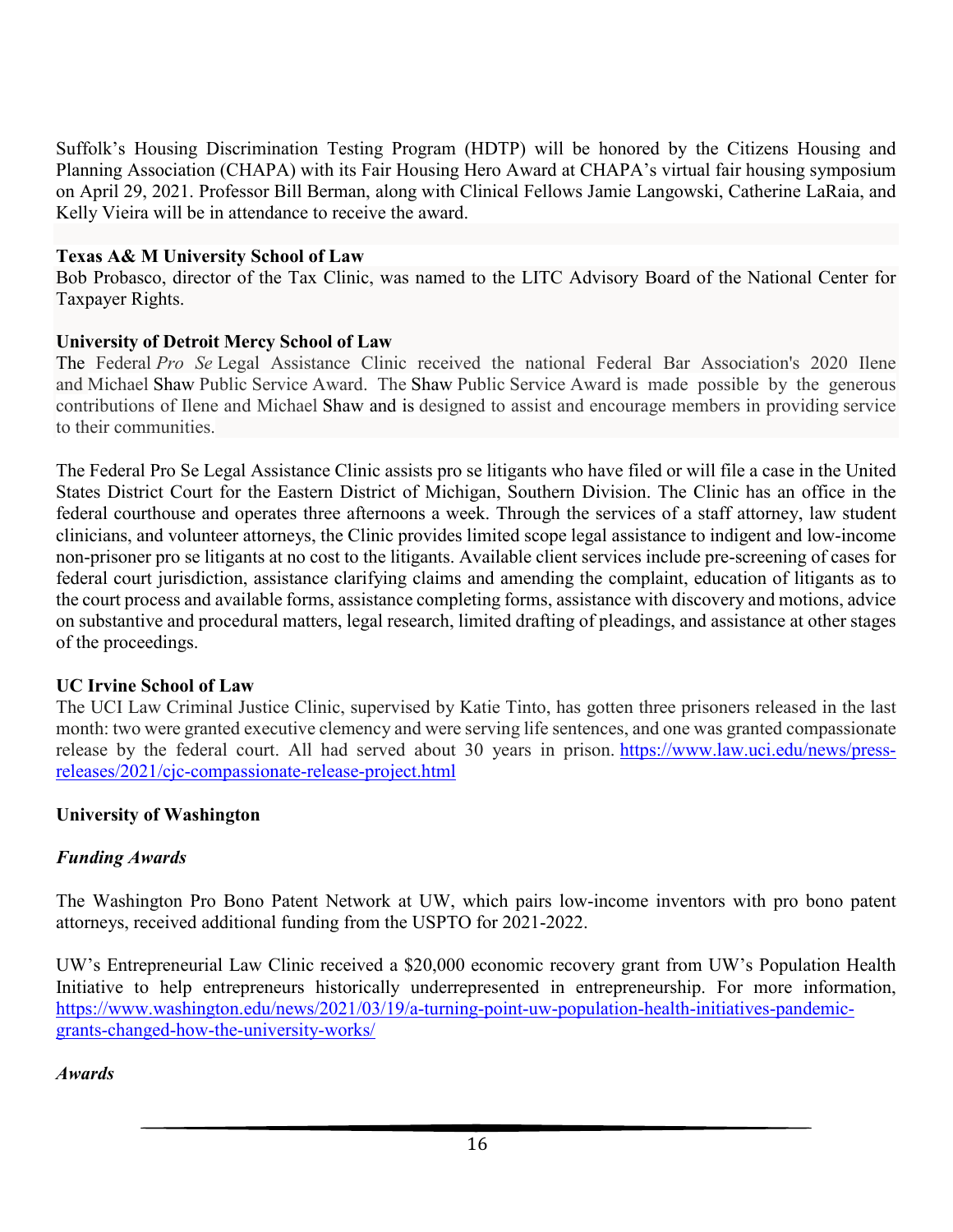Suffolk's Housing Discrimination Testing Program (HDTP) will be honored by the Citizens Housing and Planning Association (CHAPA) with its Fair Housing Hero Award at CHAPA's virtual fair housing symposium on April 29, 2021. Professor Bill Berman, along with Clinical Fellows Jamie Langowski, Catherine LaRaia, and Kelly Vieira will be in attendance to receive the award.

**Texas A& M University School of Law**
Bob Probasco, director of the Tax Clinic, was named to the LITC Advisory Board of the National Center for Taxpayer Rights.

**University of Detroit Mercy School of Law**
The Federal *Pro Se* Legal Assistance Clinic received the national Federal Bar Association's 2020 Ilene and Michael Shaw Public Service Award. The Shaw Public Service Award is made possible by the generous contributions of Ilene and Michael Shaw and is designed to assist and encourage members in providing service to their communities.

The Federal Pro Se Legal Assistance Clinic assists pro se litigants who have filed or will file a case in the United States District Court for the Eastern District of Michigan, Southern Division. The Clinic has an office in the federal courthouse and operates three afternoons a week. Through the services of a staff attorney, law student clinicians, and volunteer attorneys, the Clinic provides limited scope legal assistance to indigent and low-income non-prisoner pro se litigants at no cost to the litigants. Available client services include pre-screening of cases for federal court jurisdiction, assistance clarifying claims and amending the complaint, education of litigants as to the court process and available forms, assistance completing forms, assistance with discovery and motions, advice on substantive and procedural matters, legal research, limited drafting of pleadings, and assistance at other stages of the proceedings.

**UC Irvine School of Law**
The UCI Law Criminal Justice Clinic, supervised by Katie Tinto, has gotten three prisoners released in the last month: two were granted executive clemency and were serving life sentences, and one was granted compassionate release by the federal court. All had served about 30 years in prison. https://www.law.uci.edu/news/press-releases/2021/cjc-compassionate-release-project.html

**University of Washington**

***Funding Awards***

The Washington Pro Bono Patent Network at UW, which pairs low-income inventors with pro bono patent attorneys, received additional funding from the USPTO for 2021-2022.

UW's Entrepreneurial Law Clinic received a $20,000 economic recovery grant from UW's Population Health Initiative to help entrepreneurs historically underrepresented in entrepreneurship. For more information, https://www.washington.edu/news/2021/03/19/a-turning-point-uw-population-health-initiatives-pandemic-grants-changed-how-the-university-works/

***Awards***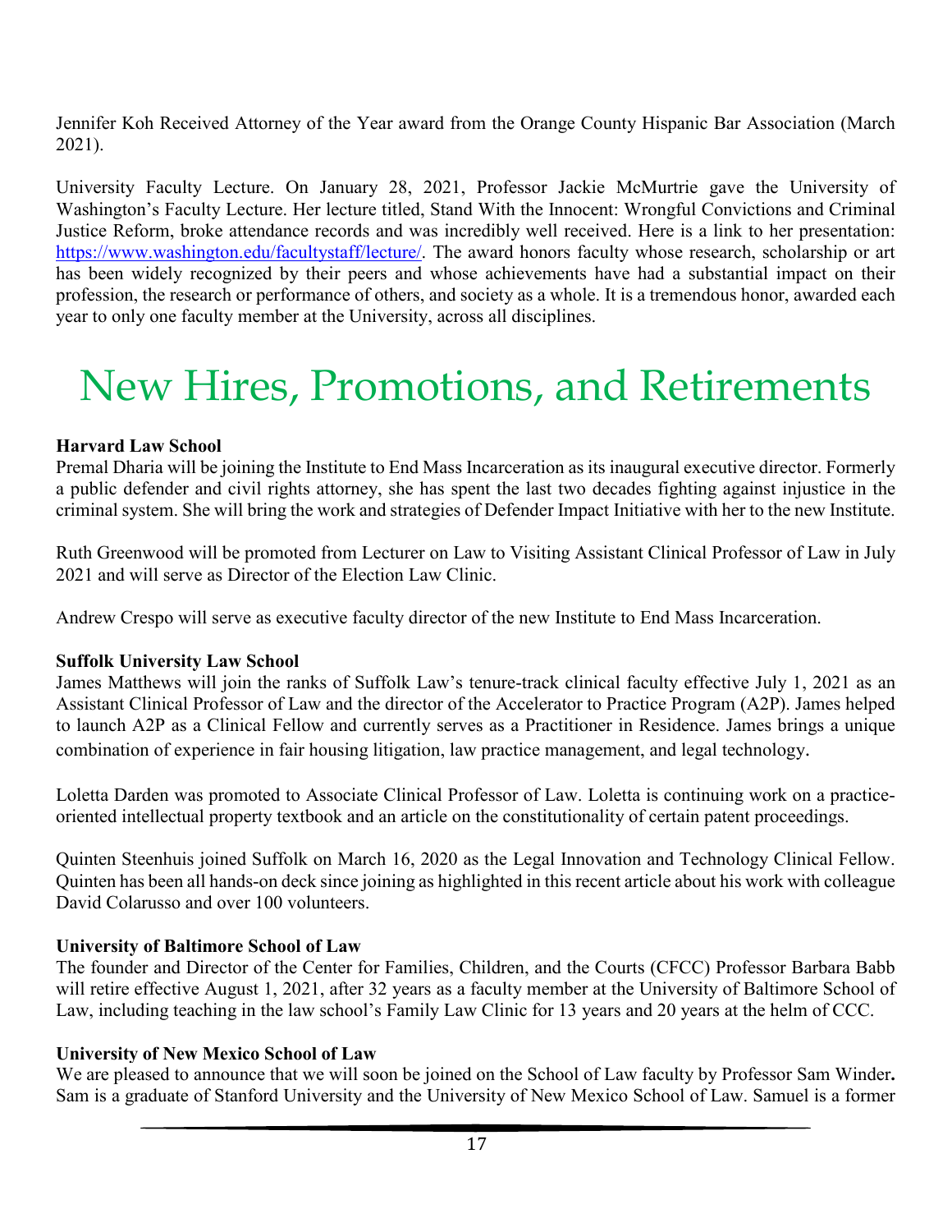Jennifer Koh Received Attorney of the Year award from the Orange County Hispanic Bar Association (March 2021).

University Faculty Lecture. On January 28, 2021, Professor Jackie McMurtrie gave the University of Washington's Faculty Lecture. Her lecture titled, Stand With the Innocent: Wrongful Convictions and Criminal Justice Reform, broke attendance records and was incredibly well received. Here is a link to her presentation: [https://www.washington.edu/facultystaff/lecture/](https://www.washington.edu/facultystaff/lecture/). The award honors faculty whose research, scholarship or art has been widely recognized by their peers and whose achievements have had a substantial impact on their profession, the research or performance of others, and society as a whole. It is a tremendous honor, awarded each year to only one faculty member at the University, across all disciplines.

# New Hires, Promotions, and Retirements

**Harvard Law School**

Premal Dharia will be joining the Institute to End Mass Incarceration as its inaugural executive director. Formerly a public defender and civil rights attorney, she has spent the last two decades fighting against injustice in the criminal system. She will bring the work and strategies of Defender Impact Initiative with her to the new Institute.

Ruth Greenwood will be promoted from Lecturer on Law to Visiting Assistant Clinical Professor of Law in July 2021 and will serve as Director of the Election Law Clinic.

Andrew Crespo will serve as executive faculty director of the new Institute to End Mass Incarceration.

**Suffolk University Law School**

James Matthews will join the ranks of Suffolk Law's tenure-track clinical faculty effective July 1, 2021 as an Assistant Clinical Professor of Law and the director of the Accelerator to Practice Program (A2P). James helped to launch A2P as a Clinical Fellow and currently serves as a Practitioner in Residence. James brings a unique combination of experience in fair housing litigation, law practice management, and legal technology.

Loletta Darden was promoted to Associate Clinical Professor of Law. Loletta is continuing work on a practice-oriented intellectual property textbook and an article on the constitutionality of certain patent proceedings.

Quinten Steenhuis joined Suffolk on March 16, 2020 as the Legal Innovation and Technology Clinical Fellow. Quinten has been all hands-on deck since joining as highlighted in this recent article about his work with colleague David Colarusso and over 100 volunteers.

**University of Baltimore School of Law**

The founder and Director of the Center for Families, Children, and the Courts (CFCC) Professor Barbara Babb will retire effective August 1, 2021, after 32 years as a faculty member at the University of Baltimore School of Law, including teaching in the law school's Family Law Clinic for 13 years and 20 years at the helm of CCC.

**University of New Mexico School of Law**

We are pleased to announce that we will soon be joined on the School of Law faculty by Professor Sam Winder**.** Sam is a graduate of Stanford University and the University of New Mexico School of Law. Samuel is a former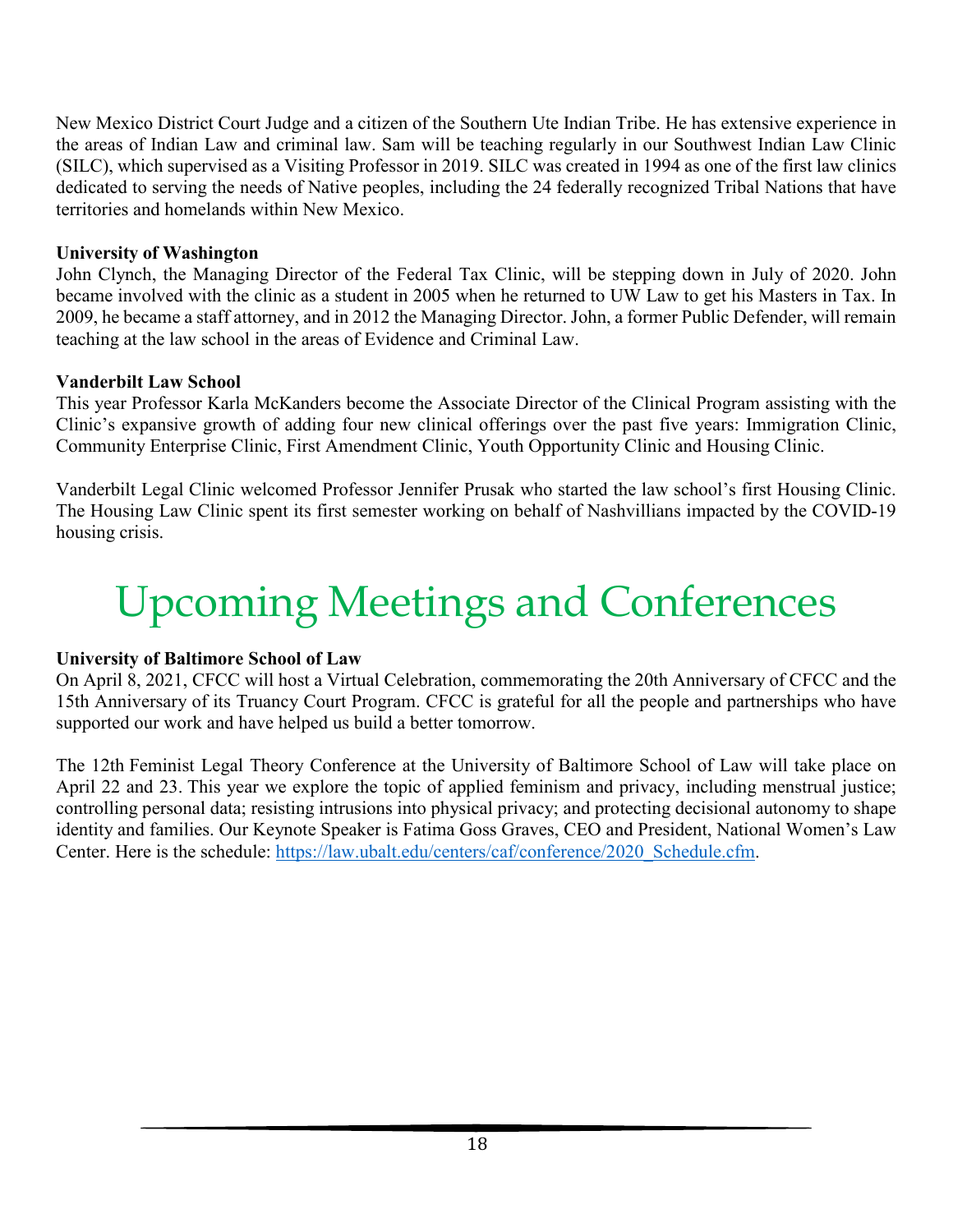New Mexico District Court Judge and a citizen of the Southern Ute Indian Tribe. He has extensive experience in the areas of Indian Law and criminal law. Sam will be teaching regularly in our Southwest Indian Law Clinic (SILC), which supervised as a Visiting Professor in 2019. SILC was created in 1994 as one of the first law clinics dedicated to serving the needs of Native peoples, including the 24 federally recognized Tribal Nations that have territories and homelands within New Mexico.

**University of Washington**
John Clynch, the Managing Director of the Federal Tax Clinic, will be stepping down in July of 2020. John became involved with the clinic as a student in 2005 when he returned to UW Law to get his Masters in Tax. In 2009, he became a staff attorney, and in 2012 the Managing Director. John, a former Public Defender, will remain teaching at the law school in the areas of Evidence and Criminal Law.

**Vanderbilt Law School**
This year Professor Karla McKanders become the Associate Director of the Clinical Program assisting with the Clinic's expansive growth of adding four new clinical offerings over the past five years: Immigration Clinic, Community Enterprise Clinic, First Amendment Clinic, Youth Opportunity Clinic and Housing Clinic.

Vanderbilt Legal Clinic welcomed Professor Jennifer Prusak who started the law school's first Housing Clinic. The Housing Law Clinic spent its first semester working on behalf of Nashvillians impacted by the COVID-19 housing crisis.

# Upcoming Meetings and Conferences

**University of Baltimore School of Law**
On April 8, 2021, CFCC will host a Virtual Celebration, commemorating the 20th Anniversary of CFCC and the 15th Anniversary of its Truancy Court Program. CFCC is grateful for all the people and partnerships who have supported our work and have helped us build a better tomorrow.

The 12th Feminist Legal Theory Conference at the University of Baltimore School of Law will take place on April 22 and 23. This year we explore the topic of applied feminism and privacy, including menstrual justice; controlling personal data; resisting intrusions into physical privacy; and protecting decisional autonomy to shape identity and families. Our Keynote Speaker is Fatima Goss Graves, CEO and President, National Women's Law Center. Here is the schedule: [https://law.ubalt.edu/centers/caf/conference/2020_Schedule.cfm](https://law.ubalt.edu/centers/caf/conference/2020_Schedule.cfm).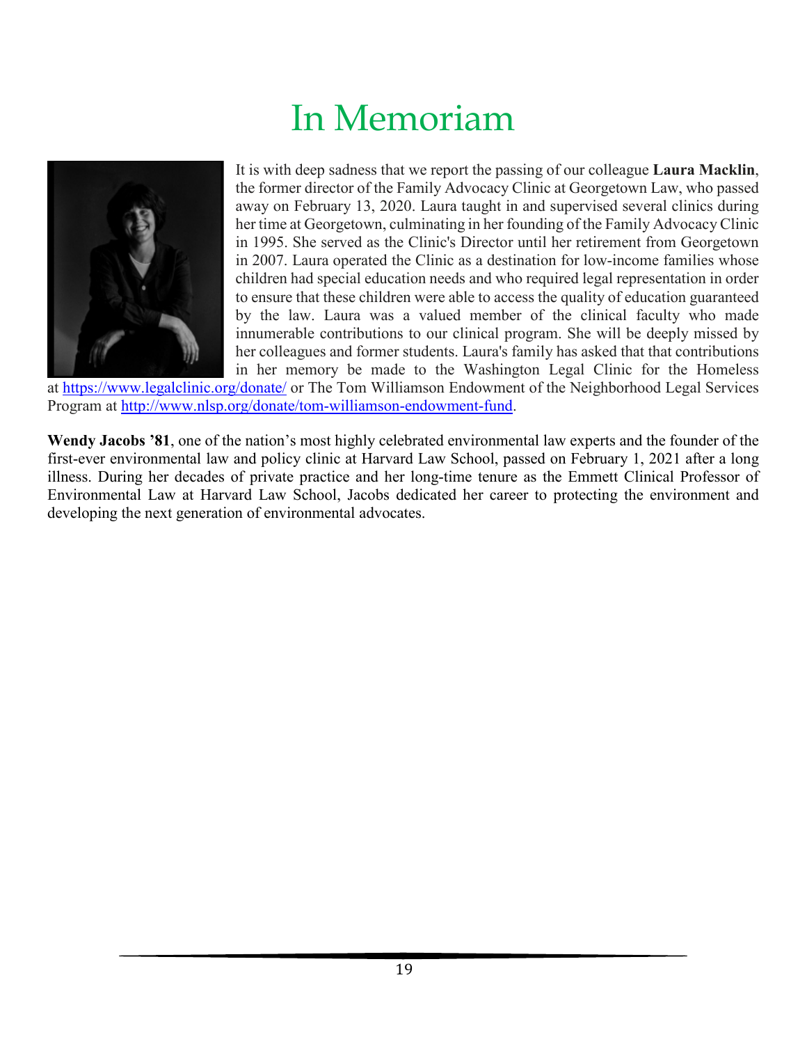# In Memoriam

It is with deep sadness that we report the passing of our colleague **Laura Macklin**, the former director of the Family Advocacy Clinic at Georgetown Law, who passed away on February 13, 2020. Laura taught in and supervised several clinics during her time at Georgetown, culminating in her founding of the Family Advocacy Clinic in 1995. She served as the Clinic's Director until her retirement from Georgetown in 2007. Laura operated the Clinic as a destination for low-income families whose children had special education needs and who required legal representation in order to ensure that these children were able to access the quality of education guaranteed by the law. Laura was a valued member of the clinical faculty who made innumerable contributions to our clinical program. She will be deeply missed by her colleagues and former students. Laura's family has asked that that contributions in her memory be made to the Washington Legal Clinic for the Homeless at [https://www.legalclinic.org/donate/](https://www.legalclinic.org/donate/) or The Tom Williamson Endowment of the Neighborhood Legal Services Program at [http://www.nlsp.org/donate/tom-williamson-endowment-fund](http://www.nlsp.org/donate/tom-williamson-endowment-fund).

**Wendy Jacobs '81**, one of the nation's most highly celebrated environmental law experts and the founder of the first-ever environmental law and policy clinic at Harvard Law School, passed on February 1, 2021 after a long illness. During her decades of private practice and her long-time tenure as the Emmett Clinical Professor of Environmental Law at Harvard Law School, Jacobs dedicated her career to protecting the environment and developing the next generation of environmental advocates.